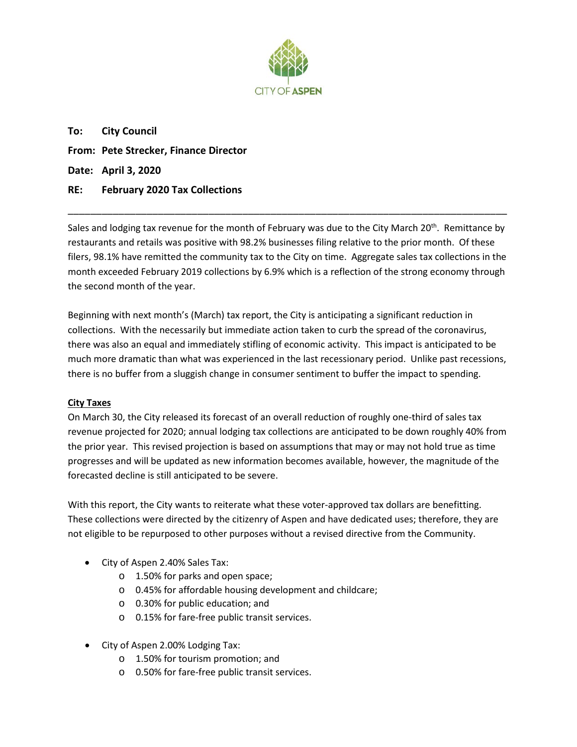CITY OF ASPEN

**To: City Council**

**From: Pete Strecker, Finance Director**

**Date: April 3, 2020**

**RE: February 2020 Tax Collections**

---

Sales and lodging tax revenue for the month of February was due to the City March 20th. Remittance by restaurants and retails was positive with 98.2% businesses filing relative to the prior month. Of these filers, 98.1% have remitted the community tax to the City on time. Aggregate sales tax collections in the month exceeded February 2019 collections by 6.9% which is a reflection of the strong economy through the second month of the year.

Beginning with next month's (March) tax report, the City is anticipating a significant reduction in collections. With the necessarily but immediate action taken to curb the spread of the coronavirus, there was also an equal and immediately stifling of economic activity. This impact is anticipated to be much more dramatic than what was experienced in the last recessionary period. Unlike past recessions, there is no buffer from a sluggish change in consumer sentiment to buffer the impact to spending.

**City Taxes**

On March 30, the City released its forecast of an overall reduction of roughly one-third of sales tax revenue projected for 2020; annual lodging tax collections are anticipated to be down roughly 40% from the prior year. This revised projection is based on assumptions that may or may not hold true as time progresses and will be updated as new information becomes available, however, the magnitude of the forecasted decline is still anticipated to be severe.

With this report, the City wants to reiterate what these voter-approved tax dollars are benefitting. These collections were directed by the citizenry of Aspen and have dedicated uses; therefore, they are not eligible to be repurposed to other purposes without a revised directive from the Community.

- City of Aspen 2.40% Sales Tax:
  - 1.50% for parks and open space;
  - 0.45% for affordable housing development and childcare;
  - 0.30% for public education; and
  - 0.15% for fare-free public transit services.
- City of Aspen 2.00% Lodging Tax:
  - 1.50% for tourism promotion; and
  - 0.50% for fare-free public transit services.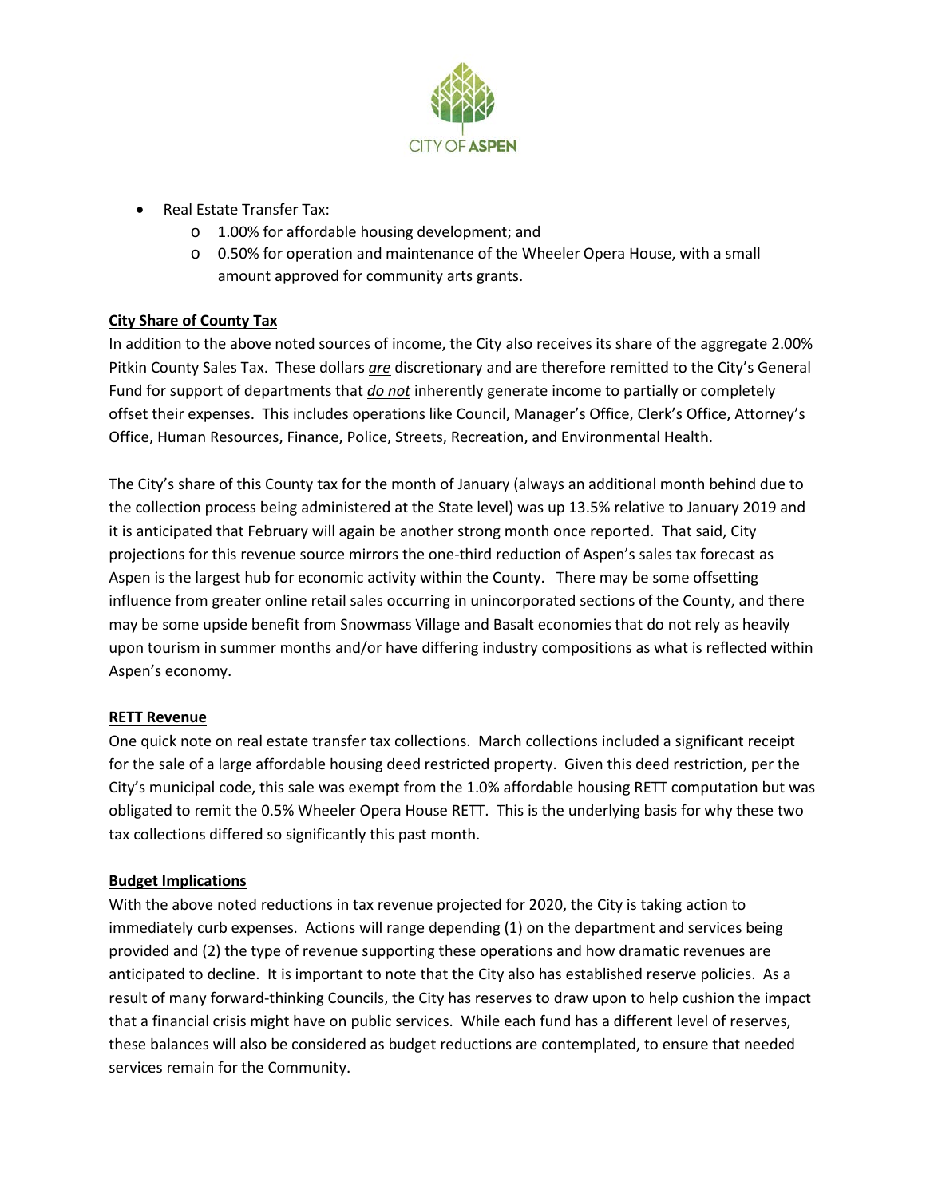- Real Estate Transfer Tax:
    - 1.00% for affordable housing development; and
    - 0.50% for operation and maintenance of the Wheeler Opera House, with a small amount approved for community arts grants.

**City Share of County Tax**

In addition to the above noted sources of income, the City also receives its share of the aggregate 2.00% Pitkin County Sales Tax. These dollars ***are*** discretionary and are therefore remitted to the City's General Fund for support of departments that ***do not*** inherently generate income to partially or completely offset their expenses. This includes operations like Council, Manager's Office, Clerk's Office, Attorney's Office, Human Resources, Finance, Police, Streets, Recreation, and Environmental Health.

The City's share of this County tax for the month of January (always an additional month behind due to the collection process being administered at the State level) was up 13.5% relative to January 2019 and it is anticipated that February will again be another strong month once reported. That said, City projections for this revenue source mirrors the one-third reduction of Aspen's sales tax forecast as Aspen is the largest hub for economic activity within the County. There may be some offsetting influence from greater online retail sales occurring in unincorporated sections of the County, and there may be some upside benefit from Snowmass Village and Basalt economies that do not rely as heavily upon tourism in summer months and/or have differing industry compositions as what is reflected within Aspen's economy.

**RETT Revenue**

One quick note on real estate transfer tax collections. March collections included a significant receipt for the sale of a large affordable housing deed restricted property. Given this deed restriction, per the City's municipal code, this sale was exempt from the 1.0% affordable housing RETT computation but was obligated to remit the 0.5% Wheeler Opera House RETT. This is the underlying basis for why these two tax collections differed so significantly this past month.

**Budget Implications**

With the above noted reductions in tax revenue projected for 2020, the City is taking action to immediately curb expenses. Actions will range depending (1) on the department and services being provided and (2) the type of revenue supporting these operations and how dramatic revenues are anticipated to decline. It is important to note that the City also has established reserve policies. As a result of many forward-thinking Councils, the City has reserves to draw upon to help cushion the impact that a financial crisis might have on public services. While each fund has a different level of reserves, these balances will also be considered as budget reductions are contemplated, to ensure that needed services remain for the Community.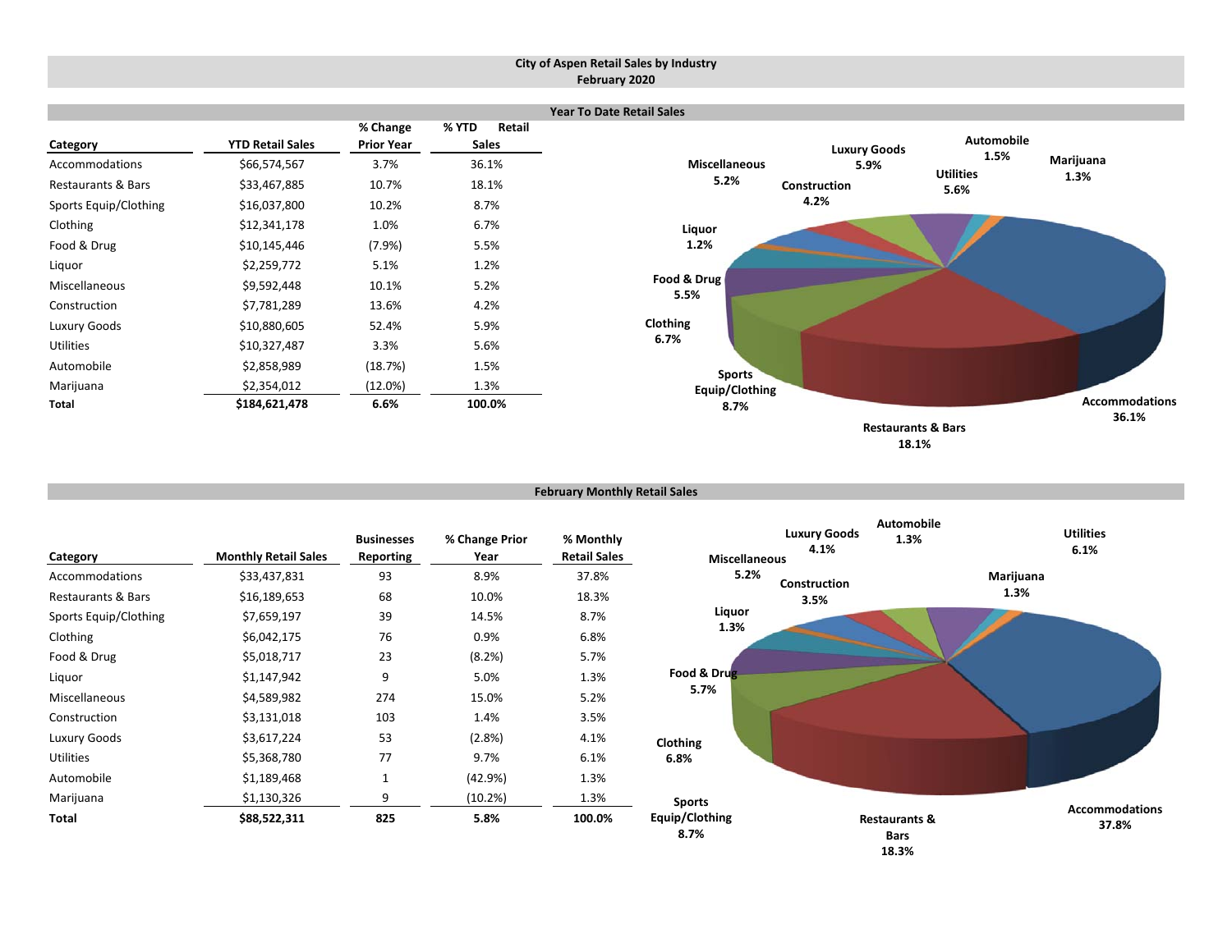# City of Aspen Retail Sales by Industry
## February 2020

### Year To Date Retail Sales

| Category | YTD Retail Sales | % Change Prior Year | % YTD Retail Sales |
|---|---|---|---|
| Accommodations | $66,574,567 | 3.7% | 36.1% |
| Restaurants & Bars | $33,467,885 | 10.7% | 18.1% |
| Sports Equip/Clothing | $16,037,800 | 10.2% | 8.7% |
| Clothing | $12,341,178 | 1.0% | 6.7% |
| Food & Drug | $10,145,446 | (7.9%) | 5.5% |
| Liquor | $2,259,772 | 5.1% | 1.2% |
| Miscellaneous | $9,592,448 | 10.1% | 5.2% |
| Construction | $7,781,289 | 13.6% | 4.2% |
| Luxury Goods | $10,880,605 | 52.4% | 5.9% |
| Utilities | $10,327,487 | 3.3% | 5.6% |
| Automobile | $2,858,989 | (18.7%) | 1.5% |
| Marijuana | $2,354,012 | (12.0%) | 1.3% |
| **Total** | **$184,621,478** | **6.6%** | **100.0%** |

### February Monthly Retail Sales

| Category | Monthly Retail Sales | Businesses Reporting | % Change Prior Year | % Monthly Retail Sales |
|---|---|---|---|---|
| Accommodations | $33,437,831 | 93 | 8.9% | 37.8% |
| Restaurants & Bars | $16,189,653 | 68 | 10.0% | 18.3% |
| Sports Equip/Clothing | $7,659,197 | 39 | 14.5% | 8.7% |
| Clothing | $6,042,175 | 76 | 0.9% | 6.8% |
| Food & Drug | $5,018,717 | 23 | (8.2%) | 5.7% |
| Liquor | $1,147,942 | 9 | 5.0% | 1.3% |
| Miscellaneous | $4,589,982 | 274 | 15.0% | 5.2% |
| Construction | $3,131,018 | 103 | 1.4% | 3.5% |
| Luxury Goods | $3,617,224 | 53 | (2.8%) | 4.1% |
| Utilities | $5,368,780 | 77 | 9.7% | 6.1% |
| Automobile | $1,189,468 | 1 | (42.9%) | 1.3% |
| Marijuana | $1,130,326 | 9 | (10.2%) | 1.3% |
| **Total** | **$88,522,311** | **825** | **5.8%** | **100.0%** |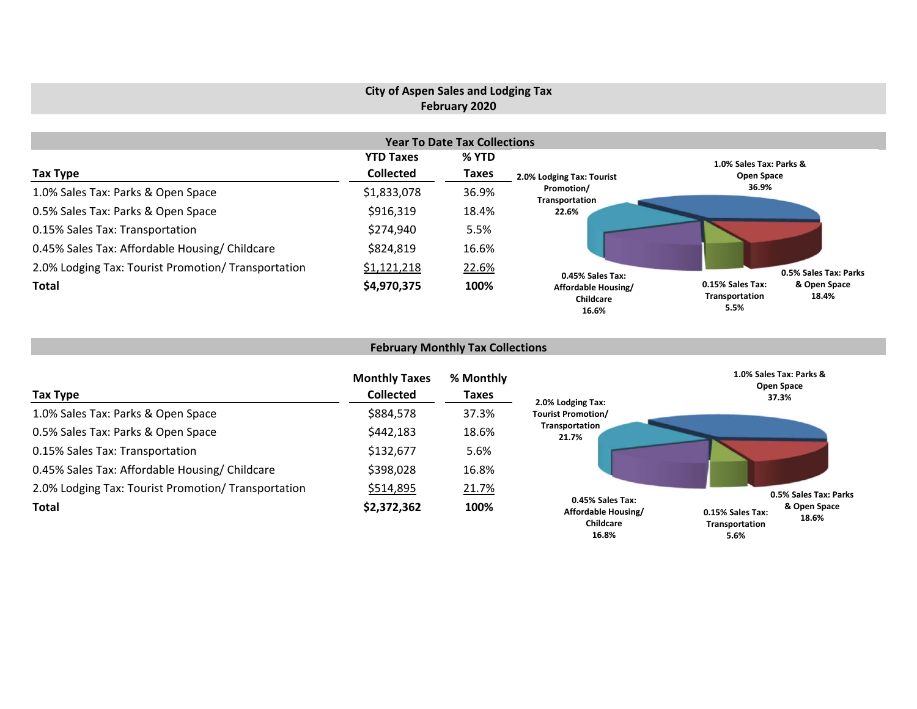## City of Aspen Sales and Lodging Tax
## February 2020

### Year To Date Tax Collections

| Tax Type | YTD Taxes Collected | % YTD Taxes |
|---|---|---|
| 1.0% Sales Tax: Parks & Open Space | $1,833,078 | 36.9% |
| 0.5% Sales Tax: Parks & Open Space | $916,319 | 18.4% |
| 0.15% Sales Tax: Transportation | $274,940 | 5.5% |
| 0.45% Sales Tax: Affordable Housing/ Childcare | $824,819 | 16.6% |
| 2.0% Lodging Tax: Tourist Promotion/ Transportation | $1,121,218 | 22.6% |
| **Total** | **$4,970,375** | **100%** |

1.0% Sales Tax: Parks & Open Space 36.9%
2.0% Lodging Tax: Tourist Promotion/ Transportation 22.6%
0.45% Sales Tax: Affordable Housing/ Childcare 16.6%
0.15% Sales Tax: Transportation 5.5%
0.5% Sales Tax: Parks & Open Space 18.4%

### February Monthly Tax Collections

| Tax Type | Monthly Taxes Collected | % Monthly Taxes |
|---|---|---|
| 1.0% Sales Tax: Parks & Open Space | $884,578 | 37.3% |
| 0.5% Sales Tax: Parks & Open Space | $442,183 | 18.6% |
| 0.15% Sales Tax: Transportation | $132,677 | 5.6% |
| 0.45% Sales Tax: Affordable Housing/ Childcare | $398,028 | 16.8% |
| 2.0% Lodging Tax: Tourist Promotion/ Transportation | $514,895 | 21.7% |
| **Total** | **$2,372,362** | **100%** |

1.0% Sales Tax: Parks & Open Space 37.3%
2.0% Lodging Tax: Tourist Promotion/ Transportation 21.7%
0.45% Sales Tax: Affordable Housing/ Childcare 16.8%
0.15% Sales Tax: Transportation 5.6%
0.5% Sales Tax: Parks & Open Space 18.6%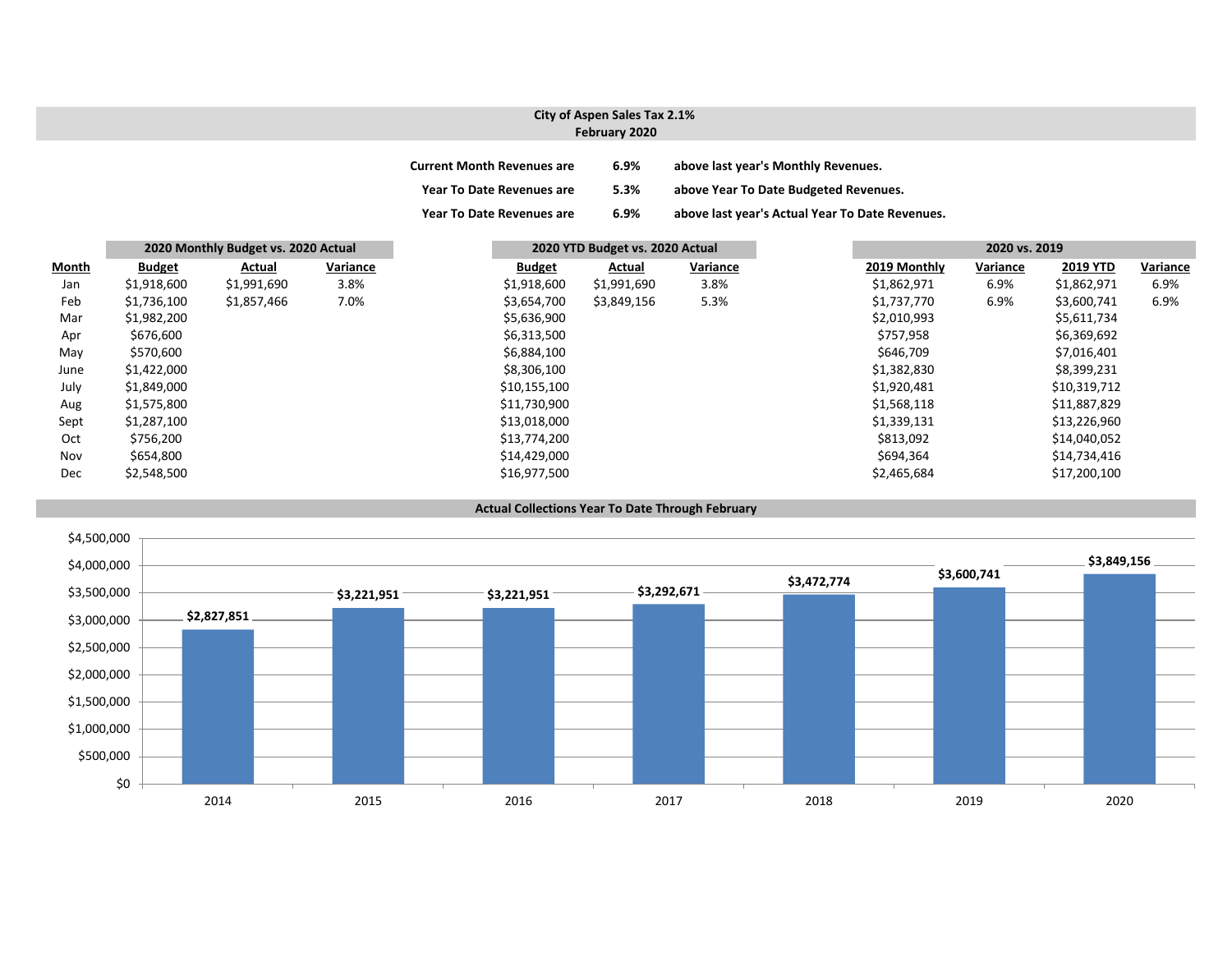# City of Aspen Sales Tax 2.1%
## February 2020

| | | |
|---|---|---|
| **Current Month Revenues are** | **6.9%** | **above last year's Monthly Revenues.** |
| **Year To Date Revenues are** | **5.3%** | **above Year To Date Budgeted Revenues.** |
| **Year To Date Revenues are** | **6.9%** | **above last year's Actual Year To Date Revenues.** |

| | 2020 Monthly Budget vs. 2020 Actual | | | 2020 YTD Budget vs. 2020 Actual | | | 2020 vs. 2019 | | | |
|---|---|---|---|---|---|---|---|---|---|---|
| **Month** | **Budget** | **Actual** | **Variance** | **Budget** | **Actual** | **Variance** | **2019 Monthly** | **Variance** | **2019 YTD** | **Variance** |
| Jan | $1,918,600 | $1,991,690 | 3.8% | $1,918,600 | $1,991,690 | 3.8% | $1,862,971 | 6.9% | $1,862,971 | 6.9% |
| Feb | $1,736,100 | $1,857,466 | 7.0% | $3,654,700 | $3,849,156 | 5.3% | $1,737,770 | 6.9% | $3,600,741 | 6.9% |
| Mar | $1,982,200 | | | $5,636,900 | | | $2,010,993 | | $5,611,734 | |
| Apr | $676,600 | | | $6,313,500 | | | $757,958 | | $6,369,692 | |
| May | $570,600 | | | $6,884,100 | | | $646,709 | | $7,016,401 | |
| June | $1,422,000 | | | $8,306,100 | | | $1,382,830 | | $8,399,231 | |
| July | $1,849,000 | | | $10,155,100 | | | $1,920,481 | | $10,319,712 | |
| Aug | $1,575,800 | | | $11,730,900 | | | $1,568,118 | | $11,887,829 | |
| Sept | $1,287,100 | | | $13,018,000 | | | $1,339,131 | | $13,226,960 | |
| Oct | $756,200 | | | $13,774,200 | | | $813,092 | | $14,040,052 | |
| Nov | $654,800 | | | $14,429,000 | | | $694,364 | | $14,734,416 | |
| Dec | $2,548,500 | | | $16,977,500 | | | $2,465,684 | | $17,200,100 | |

## Actual Collections Year To Date Through February

| Year | Collections |
|---|---|
| 2014 | $2,827,851 |
| 2015 | $3,221,951 |
| 2016 | $3,221,951 |
| 2017 | $3,292,671 |
| 2018 | $3,472,774 |
| 2019 | $3,600,741 |
| 2020 | $3,849,156 |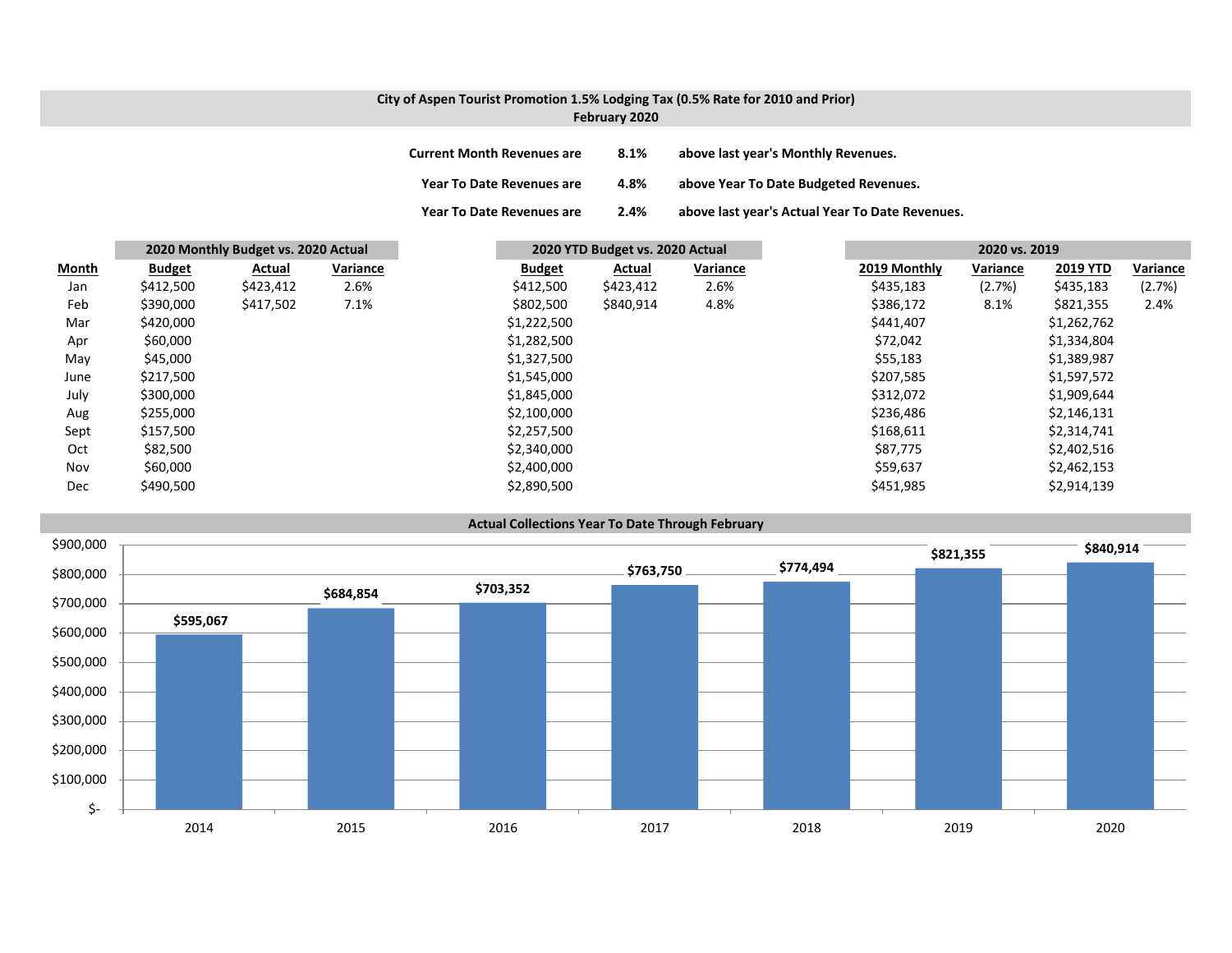## City of Aspen Tourist Promotion 1.5% Lodging Tax (0.5% Rate for 2010 and Prior)
### February 2020

**Current Month Revenues are** **8.1%** **above last year's Monthly Revenues.**

**Year To Date Revenues are** **4.8%** **above Year To Date Budgeted Revenues.**

**Year To Date Revenues are** **2.4%** **above last year's Actual Year To Date Revenues.**

| | 2020 Monthly Budget vs. 2020 Actual | | | 2020 YTD Budget vs. 2020 Actual | | | 2020 vs. 2019 | | | |
|---|---|---|---|---|---|---|---|---|---|---|
| **Month** | **Budget** | **Actual** | **Variance** | **Budget** | **Actual** | **Variance** | **2019 Monthly** | **Variance** | **2019 YTD** | **Variance** |
| Jan | $412,500 | $423,412 | 2.6% | $412,500 | $423,412 | 2.6% | $435,183 | (2.7%) | $435,183 | (2.7%) |
| Feb | $390,000 | $417,502 | 7.1% | $802,500 | $840,914 | 4.8% | $386,172 | 8.1% | $821,355 | 2.4% |
| Mar | $420,000 | | | $1,222,500 | | | $441,407 | | $1,262,762 | |
| Apr | $60,000 | | | $1,282,500 | | | $72,042 | | $1,334,804 | |
| May | $45,000 | | | $1,327,500 | | | $55,183 | | $1,389,987 | |
| June | $217,500 | | | $1,545,000 | | | $207,585 | | $1,597,572 | |
| July | $300,000 | | | $1,845,000 | | | $312,072 | | $1,909,644 | |
| Aug | $255,000 | | | $2,100,000 | | | $236,486 | | $2,146,131 | |
| Sept | $157,500 | | | $2,257,500 | | | $168,611 | | $2,314,741 | |
| Oct | $82,500 | | | $2,340,000 | | | $87,775 | | $2,402,516 | |
| Nov | $60,000 | | | $2,400,000 | | | $59,637 | | $2,462,153 | |
| Dec | $490,500 | | | $2,890,500 | | | $451,985 | | $2,914,139 | |

### Actual Collections Year To Date Through February

| Year | Amount |
|---|---|
| 2014 | $595,067 |
| 2015 | $684,854 |
| 2016 | $703,352 |
| 2017 | $763,750 |
| 2018 | $774,494 |
| 2019 | $821,355 |
| 2020 | $840,914 |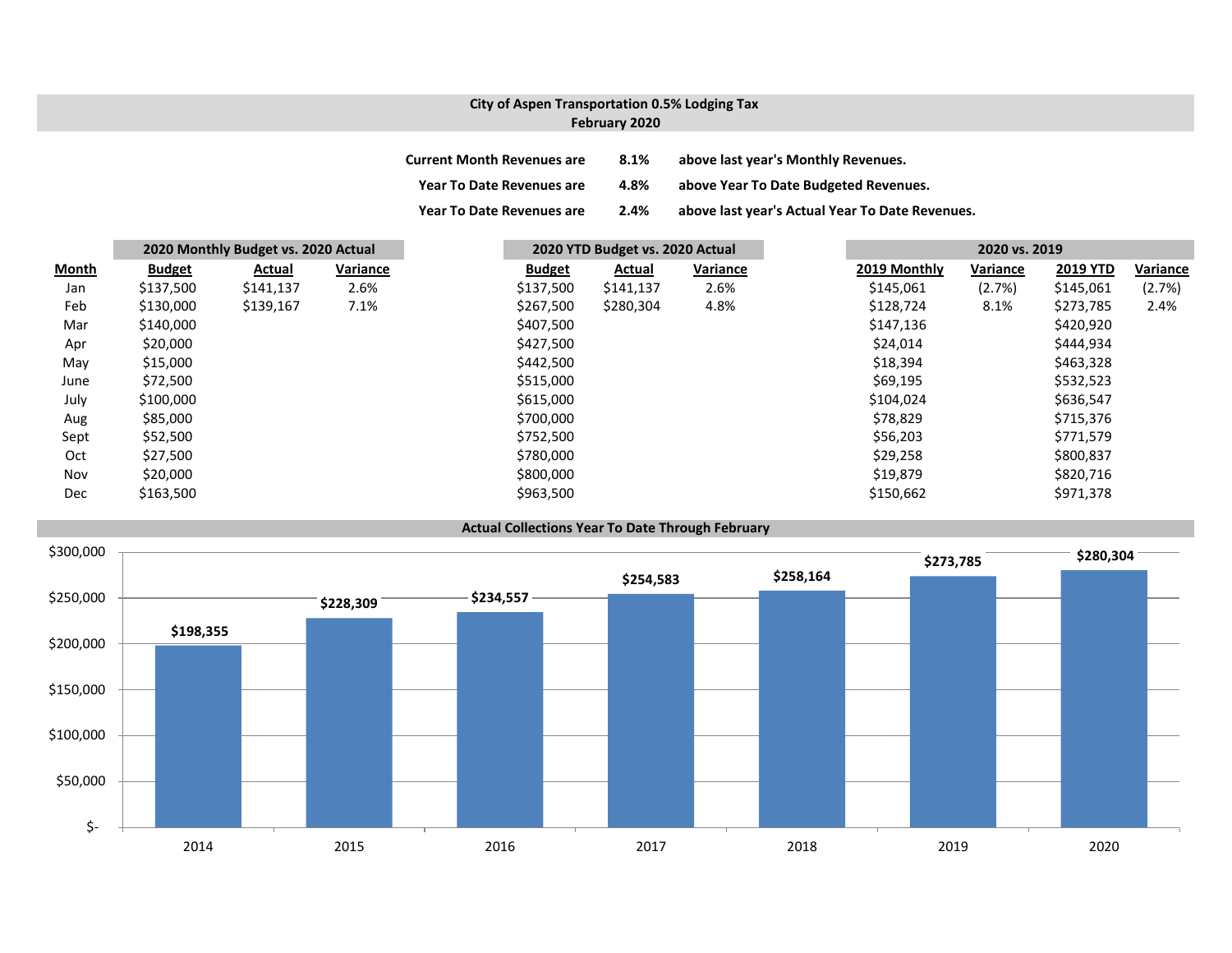## City of Aspen Transportation 0.5% Lodging Tax
## February 2020

**Current Month Revenues are 8.1% above last year's Monthly Revenues.**

**Year To Date Revenues are 4.8% above Year To Date Budgeted Revenues.**

**Year To Date Revenues are 2.4% above last year's Actual Year To Date Revenues.**

| | 2020 Monthly Budget vs. 2020 Actual | | | 2020 YTD Budget vs. 2020 Actual | | | 2020 vs. 2019 | | | |
|---|---|---|---|---|---|---|---|---|---|---|
| **Month** | **Budget** | **Actual** | **Variance** | **Budget** | **Actual** | **Variance** | **2019 Monthly** | **Variance** | **2019 YTD** | **Variance** |
| Jan | $137,500 | $141,137 | 2.6% | $137,500 | $141,137 | 2.6% | $145,061 | (2.7%) | $145,061 | (2.7%) |
| Feb | $130,000 | $139,167 | 7.1% | $267,500 | $280,304 | 4.8% | $128,724 | 8.1% | $273,785 | 2.4% |
| Mar | $140,000 | | | $407,500 | | | $147,136 | | $420,920 | |
| Apr | $20,000 | | | $427,500 | | | $24,014 | | $444,934 | |
| May | $15,000 | | | $442,500 | | | $18,394 | | $463,328 | |
| June | $72,500 | | | $515,000 | | | $69,195 | | $532,523 | |
| July | $100,000 | | | $615,000 | | | $104,024 | | $636,547 | |
| Aug | $85,000 | | | $700,000 | | | $78,829 | | $715,376 | |
| Sept | $52,500 | | | $752,500 | | | $56,203 | | $771,579 | |
| Oct | $27,500 | | | $780,000 | | | $29,258 | | $800,837 | |
| Nov | $20,000 | | | $800,000 | | | $19,879 | | $820,716 | |
| Dec | $163,500 | | | $963,500 | | | $150,662 | | $971,378 | |

**Actual Collections Year To Date Through February**

| Year | Amount |
|---|---|
| 2014 | $198,355 |
| 2015 | $228,309 |
| 2016 | $234,557 |
| 2017 | $254,583 |
| 2018 | $258,164 |
| 2019 | $273,785 |
| 2020 | $280,304 |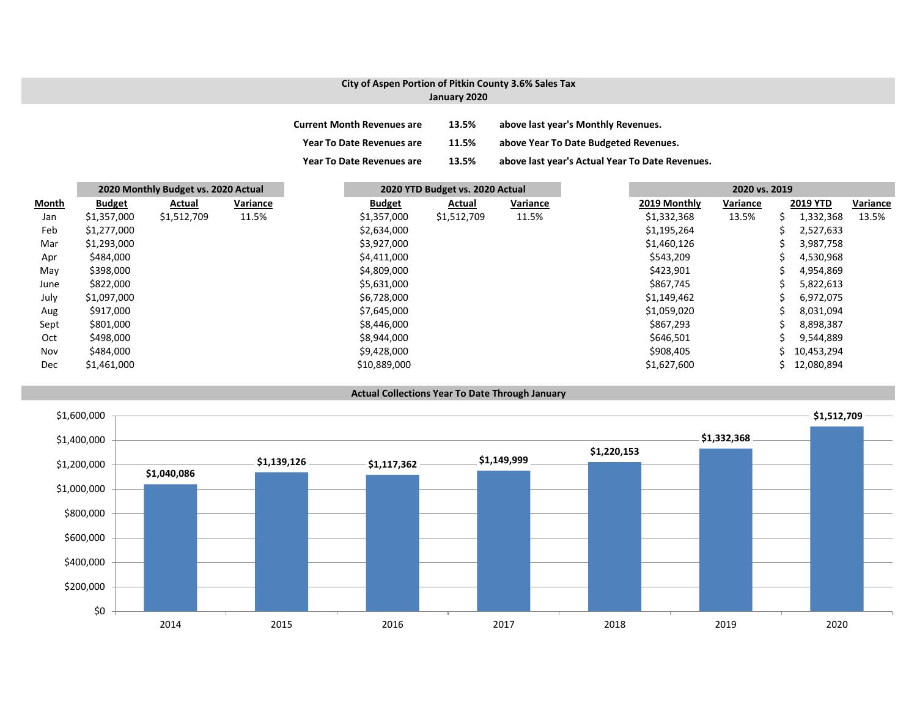## City of Aspen Portion of Pitkin County 3.6% Sales Tax
## January 2020

| | | |
|---|---|---|
| Current Month Revenues are | 13.5% | above last year's Monthly Revenues. |
| Year To Date Revenues are | 11.5% | above Year To Date Budgeted Revenues. |
| Year To Date Revenues are | 13.5% | above last year's Actual Year To Date Revenues. |

| | 2020 Monthly Budget vs. 2020 Actual | | | 2020 YTD Budget vs. 2020 Actual | | | 2020 vs. 2019 | | | |
|---|---|---|---|---|---|---|---|---|---|---|
| **Month** | **Budget** | **Actual** | **Variance** | **Budget** | **Actual** | **Variance** | **2019 Monthly** | **Variance** | **2019 YTD** | **Variance** |
| Jan | $1,357,000 | $1,512,709 | 11.5% | $1,357,000 | $1,512,709 | 11.5% | $1,332,368 | 13.5% | $ 1,332,368 | 13.5% |
| Feb | $1,277,000 | | | $2,634,000 | | | $1,195,264 | | $ 2,527,633 | |
| Mar | $1,293,000 | | | $3,927,000 | | | $1,460,126 | | $ 3,987,758 | |
| Apr | $484,000 | | | $4,411,000 | | | $543,209 | | $ 4,530,968 | |
| May | $398,000 | | | $4,809,000 | | | $423,901 | | $ 4,954,869 | |
| June | $822,000 | | | $5,631,000 | | | $867,745 | | $ 5,822,613 | |
| July | $1,097,000 | | | $6,728,000 | | | $1,149,462 | | $ 6,972,075 | |
| Aug | $917,000 | | | $7,645,000 | | | $1,059,020 | | $ 8,031,094 | |
| Sept | $801,000 | | | $8,446,000 | | | $867,293 | | $ 8,898,387 | |
| Oct | $498,000 | | | $8,944,000 | | | $646,501 | | $ 9,544,889 | |
| Nov | $484,000 | | | $9,428,000 | | | $908,405 | | $ 10,453,294 | |
| Dec | $1,461,000 | | | $10,889,000 | | | $1,627,600 | | $ 12,080,894 | |

### Actual Collections Year To Date Through January

| Year | Amount |
|---|---|
| 2014 | $1,040,086 |
| 2015 | $1,139,126 |
| 2016 | $1,117,362 |
| 2017 | $1,149,999 |
| 2018 | $1,220,153 |
| 2019 | $1,332,368 |
| 2020 | $1,512,709 |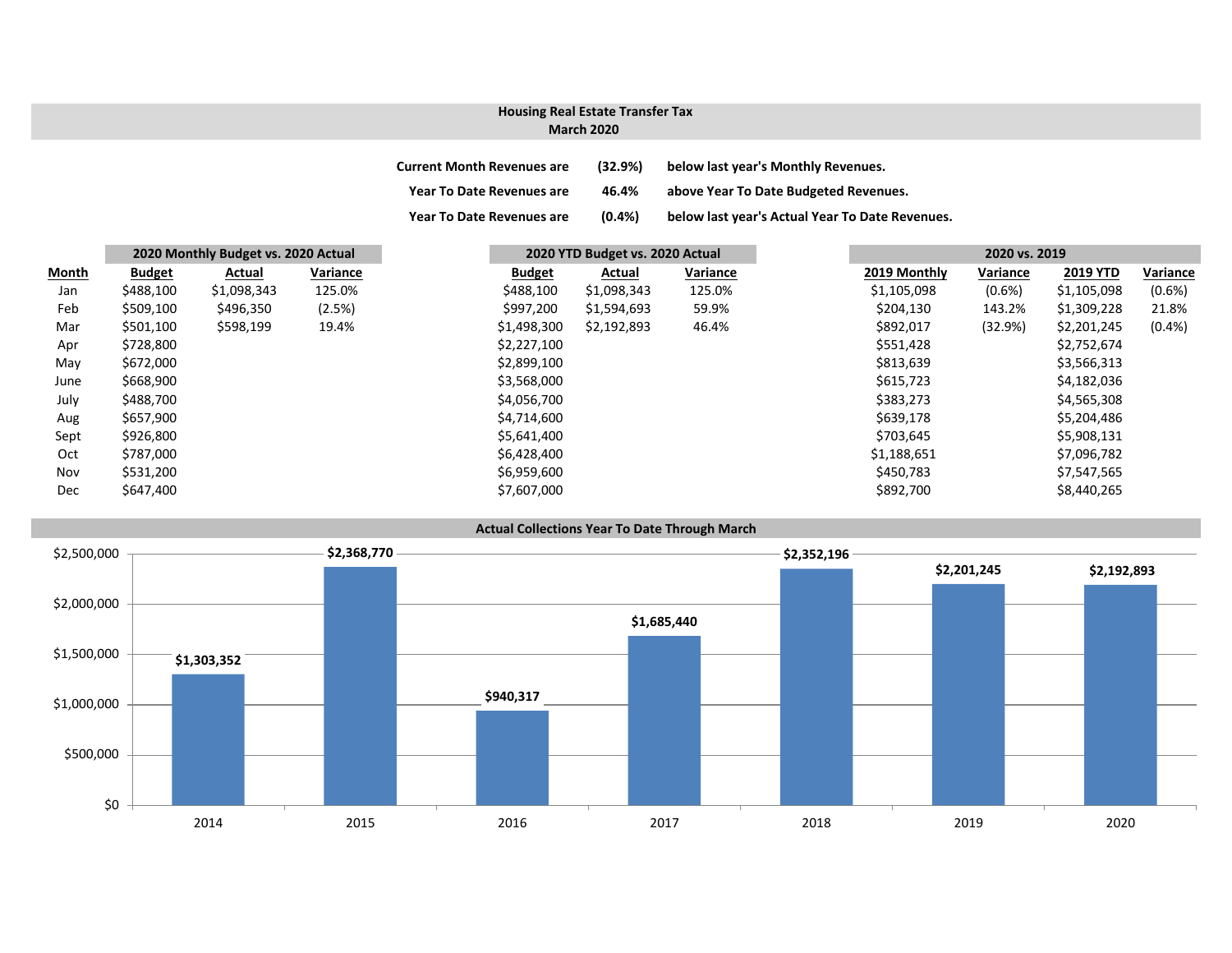## Housing Real Estate Transfer Tax
## March 2020

| | | |
|---|---|---|
| **Current Month Revenues are** | **(32.9%)** | **below last year's Monthly Revenues.** |
| **Year To Date Revenues are** | **46.4%** | **above Year To Date Budgeted Revenues.** |
| **Year To Date Revenues are** | **(0.4%)** | **below last year's Actual Year To Date Revenues.** |

| | 2020 Monthly Budget vs. 2020 Actual | | | 2020 YTD Budget vs. 2020 Actual | | | 2020 vs. 2019 | | | |
|---|---|---|---|---|---|---|---|---|---|---|
| **Month** | **Budget** | **Actual** | **Variance** | **Budget** | **Actual** | **Variance** | **2019 Monthly** | **Variance** | **2019 YTD** | **Variance** |
| Jan | $488,100 | $1,098,343 | 125.0% | $488,100 | $1,098,343 | 125.0% | $1,105,098 | (0.6%) | $1,105,098 | (0.6%) |
| Feb | $509,100 | $496,350 | (2.5%) | $997,200 | $1,594,693 | 59.9% | $204,130 | 143.2% | $1,309,228 | 21.8% |
| Mar | $501,100 | $598,199 | 19.4% | $1,498,300 | $2,192,893 | 46.4% | $892,017 | (32.9%) | $2,201,245 | (0.4%) |
| Apr | $728,800 | | | $2,227,100 | | | $551,428 | | $2,752,674 | |
| May | $672,000 | | | $2,899,100 | | | $813,639 | | $3,566,313 | |
| June | $668,900 | | | $3,568,000 | | | $615,723 | | $4,182,036 | |
| July | $488,700 | | | $4,056,700 | | | $383,273 | | $4,565,308 | |
| Aug | $657,900 | | | $4,714,600 | | | $639,178 | | $5,204,486 | |
| Sept | $926,800 | | | $5,641,400 | | | $703,645 | | $5,908,131 | |
| Oct | $787,000 | | | $6,428,400 | | | $1,188,651 | | $7,096,782 | |
| Nov | $531,200 | | | $6,959,600 | | | $450,783 | | $7,547,565 | |
| Dec | $647,400 | | | $7,607,000 | | | $892,700 | | $8,440,265 | |

### Actual Collections Year To Date Through March

| Year | Amount |
|---|---|
| 2014 | $1,303,352 |
| 2015 | $2,368,770 |
| 2016 | $940,317 |
| 2017 | $1,685,440 |
| 2018 | $2,352,196 |
| 2019 | $2,201,245 |
| 2020 | $2,192,893 |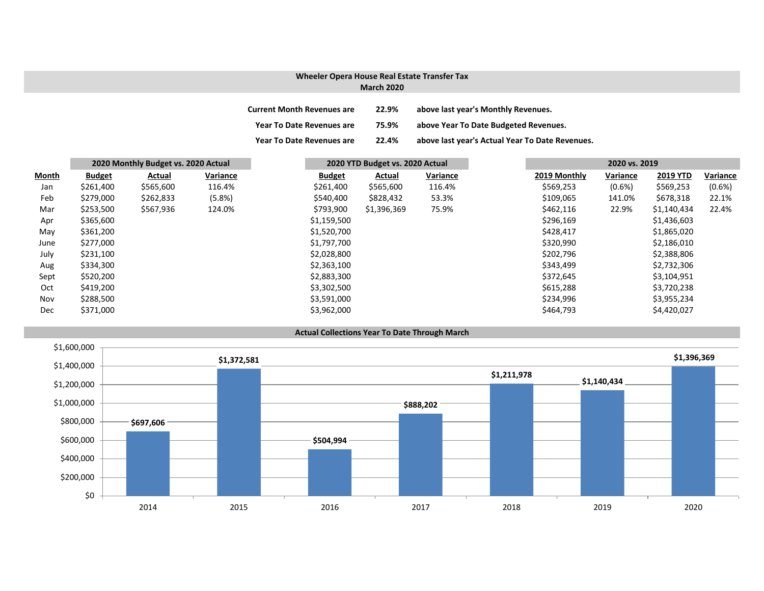## Wheeler Opera House Real Estate Transfer Tax
## March 2020

| | | |
|---|---|---|
| Current Month Revenues are | 22.9% | above last year's Monthly Revenues. |
| Year To Date Revenues are | 75.9% | above Year To Date Budgeted Revenues. |
| Year To Date Revenues are | 22.4% | above last year's Actual Year To Date Revenues. |

| | 2020 Monthly Budget vs. 2020 Actual | | | 2020 YTD Budget vs. 2020 Actual | | | 2020 vs. 2019 | | | |
|---|---|---|---|---|---|---|---|---|---|---|
| **Month** | **Budget** | **Actual** | **Variance** | **Budget** | **Actual** | **Variance** | **2019 Monthly** | **Variance** | **2019 YTD** | **Variance** |
| Jan | $261,400 | $565,600 | 116.4% | $261,400 | $565,600 | 116.4% | $569,253 | (0.6%) | $569,253 | (0.6%) |
| Feb | $279,000 | $262,833 | (5.8%) | $540,400 | $828,432 | 53.3% | $109,065 | 141.0% | $678,318 | 22.1% |
| Mar | $253,500 | $567,936 | 124.0% | $793,900 | $1,396,369 | 75.9% | $462,116 | 22.9% | $1,140,434 | 22.4% |
| Apr | $365,600 | | | $1,159,500 | | | $296,169 | | $1,436,603 | |
| May | $361,200 | | | $1,520,700 | | | $428,417 | | $1,865,020 | |
| June | $277,000 | | | $1,797,700 | | | $320,990 | | $2,186,010 | |
| July | $231,100 | | | $2,028,800 | | | $202,796 | | $2,388,806 | |
| Aug | $334,300 | | | $2,363,100 | | | $343,499 | | $2,732,306 | |
| Sept | $520,200 | | | $2,883,300 | | | $372,645 | | $3,104,951 | |
| Oct | $419,200 | | | $3,302,500 | | | $615,288 | | $3,720,238 | |
| Nov | $288,500 | | | $3,591,000 | | | $234,996 | | $3,955,234 | |
| Dec | $371,000 | | | $3,962,000 | | | $464,793 | | $4,420,027 | |

### Actual Collections Year To Date Through March

$1,600,000
$1,400,000
$1,200,000
$1,000,000
$800,000
$600,000
$400,000
$200,000
$0

2014: $697,606
2015: $1,372,581
2016: $504,994
2017: $888,202
2018: $1,211,978
2019: $1,140,434
2020: $1,396,369